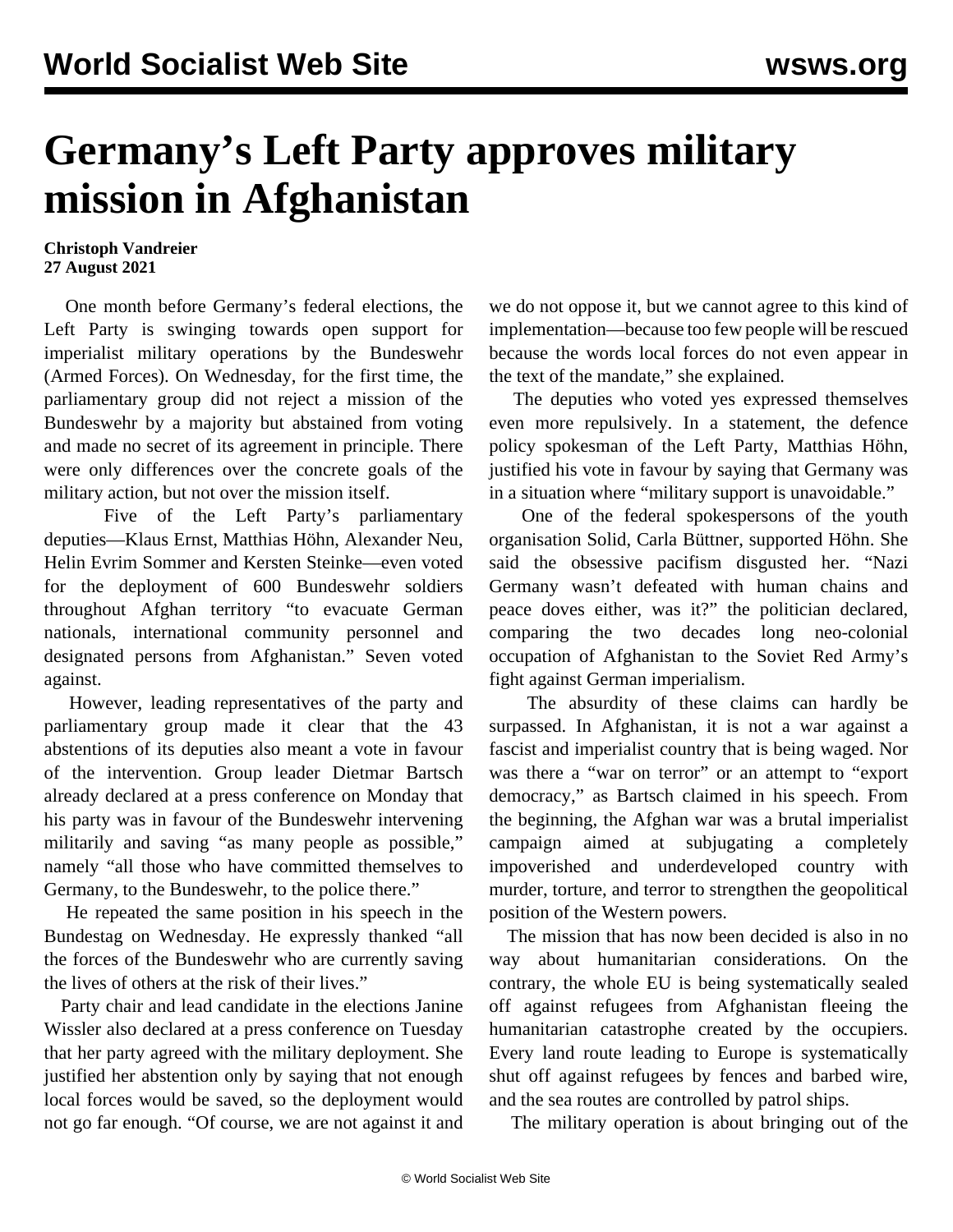# Germany's Left Party approves military mission in Afghanistan

**Christoph Vandreier**
**27 August 2021**

One month before Germany's federal elections, the Left Party is swinging towards open support for imperialist military operations by the Bundeswehr (Armed Forces). On Wednesday, for the first time, the parliamentary group did not reject a mission of the Bundeswehr by a majority but abstained from voting and made no secret of its agreement in principle. There were only differences over the concrete goals of the military action, but not over the mission itself.

Five of the Left Party's parliamentary deputies—Klaus Ernst, Matthias Höhn, Alexander Neu, Helin Evrim Sommer and Kersten Steinke—even voted for the deployment of 600 Bundeswehr soldiers throughout Afghan territory "to evacuate German nationals, international community personnel and designated persons from Afghanistan." Seven voted against.

However, leading representatives of the party and parliamentary group made it clear that the 43 abstentions of its deputies also meant a vote in favour of the intervention. Group leader Dietmar Bartsch already declared at a press conference on Monday that his party was in favour of the Bundeswehr intervening militarily and saving "as many people as possible," namely "all those who have committed themselves to Germany, to the Bundeswehr, to the police there."

He repeated the same position in his speech in the Bundestag on Wednesday. He expressly thanked "all the forces of the Bundeswehr who are currently saving the lives of others at the risk of their lives."

Party chair and lead candidate in the elections Janine Wissler also declared at a press conference on Tuesday that her party agreed with the military deployment. She justified her abstention only by saying that not enough local forces would be saved, so the deployment would not go far enough. "Of course, we are not against it and we do not oppose it, but we cannot agree to this kind of implementation—because too few people will be rescued because the words local forces do not even appear in the text of the mandate," she explained.

The deputies who voted yes expressed themselves even more repulsively. In a statement, the defence policy spokesman of the Left Party, Matthias Höhn, justified his vote in favour by saying that Germany was in a situation where "military support is unavoidable."

One of the federal spokespersons of the youth organisation Solid, Carla Büttner, supported Höhn. She said the obsessive pacifism disgusted her. "Nazi Germany wasn't defeated with human chains and peace doves either, was it?" the politician declared, comparing the two decades long neo-colonial occupation of Afghanistan to the Soviet Red Army's fight against German imperialism.

The absurdity of these claims can hardly be surpassed. In Afghanistan, it is not a war against a fascist and imperialist country that is being waged. Nor was there a "war on terror" or an attempt to "export democracy," as Bartsch claimed in his speech. From the beginning, the Afghan war was a brutal imperialist campaign aimed at subjugating a completely impoverished and underdeveloped country with murder, torture, and terror to strengthen the geopolitical position of the Western powers.

The mission that has now been decided is also in no way about humanitarian considerations. On the contrary, the whole EU is being systematically sealed off against refugees from Afghanistan fleeing the humanitarian catastrophe created by the occupiers. Every land route leading to Europe is systematically shut off against refugees by fences and barbed wire, and the sea routes are controlled by patrol ships.

The military operation is about bringing out of the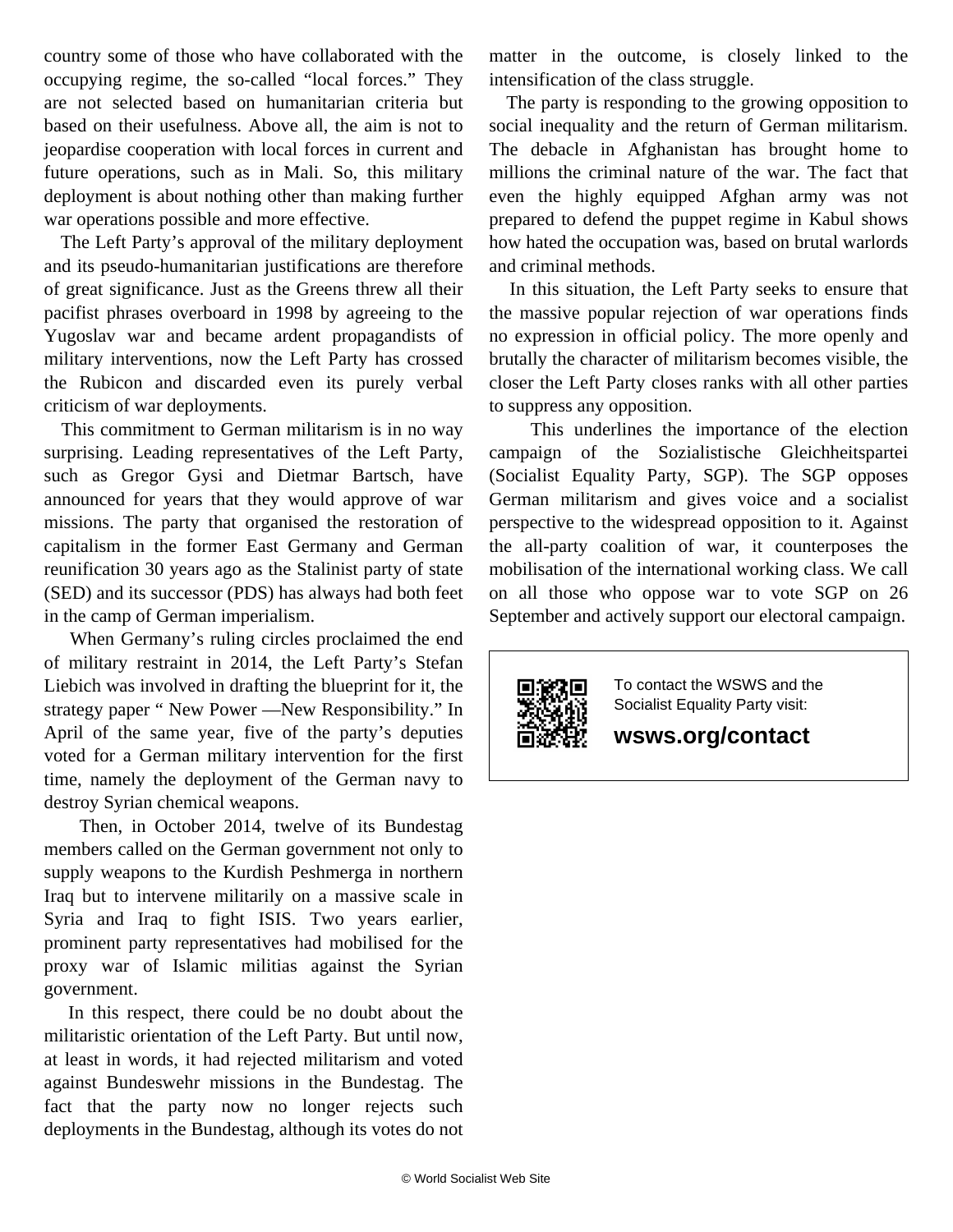country some of those who have collaborated with the occupying regime, the so-called "local forces." They are not selected based on humanitarian criteria but based on their usefulness. Above all, the aim is not to jeopardise cooperation with local forces in current and future operations, such as in Mali. So, this military deployment is about nothing other than making further war operations possible and more effective.

The Left Party's approval of the military deployment and its pseudo-humanitarian justifications are therefore of great significance. Just as the Greens threw all their pacifist phrases overboard in 1998 by agreeing to the Yugoslav war and became ardent propagandists of military interventions, now the Left Party has crossed the Rubicon and discarded even its purely verbal criticism of war deployments.

This commitment to German militarism is in no way surprising. Leading representatives of the Left Party, such as Gregor Gysi and Dietmar Bartsch, have announced for years that they would approve of war missions. The party that organised the restoration of capitalism in the former East Germany and German reunification 30 years ago as the Stalinist party of state (SED) and its successor (PDS) has always had both feet in the camp of German imperialism.

When Germany's ruling circles proclaimed the end of military restraint in 2014, the Left Party's Stefan Liebich was involved in drafting the blueprint for it, the strategy paper " New Power —New Responsibility." In April of the same year, five of the party's deputies voted for a German military intervention for the first time, namely the deployment of the German navy to destroy Syrian chemical weapons.

Then, in October 2014, twelve of its Bundestag members called on the German government not only to supply weapons to the Kurdish Peshmerga in northern Iraq but to intervene militarily on a massive scale in Syria and Iraq to fight ISIS. Two years earlier, prominent party representatives had mobilised for the proxy war of Islamic militias against the Syrian government.

In this respect, there could be no doubt about the militaristic orientation of the Left Party. But until now, at least in words, it had rejected militarism and voted against Bundeswehr missions in the Bundestag. The fact that the party now no longer rejects such deployments in the Bundestag, although its votes do not matter in the outcome, is closely linked to the intensification of the class struggle.

The party is responding to the growing opposition to social inequality and the return of German militarism. The debacle in Afghanistan has brought home to millions the criminal nature of the war. The fact that even the highly equipped Afghan army was not prepared to defend the puppet regime in Kabul shows how hated the occupation was, based on brutal warlords and criminal methods.

In this situation, the Left Party seeks to ensure that the massive popular rejection of war operations finds no expression in official policy. The more openly and brutally the character of militarism becomes visible, the closer the Left Party closes ranks with all other parties to suppress any opposition.

This underlines the importance of the election campaign of the Sozialistische Gleichheitspartei (Socialist Equality Party, SGP). The SGP opposes German militarism and gives voice and a socialist perspective to the widespread opposition to it. Against the all-party coalition of war, it counterposes the mobilisation of the international working class. We call on all those who oppose war to vote SGP on 26 September and actively support our electoral campaign.

To contact the WSWS and the Socialist Equality Party visit:

**wsws.org/contact**